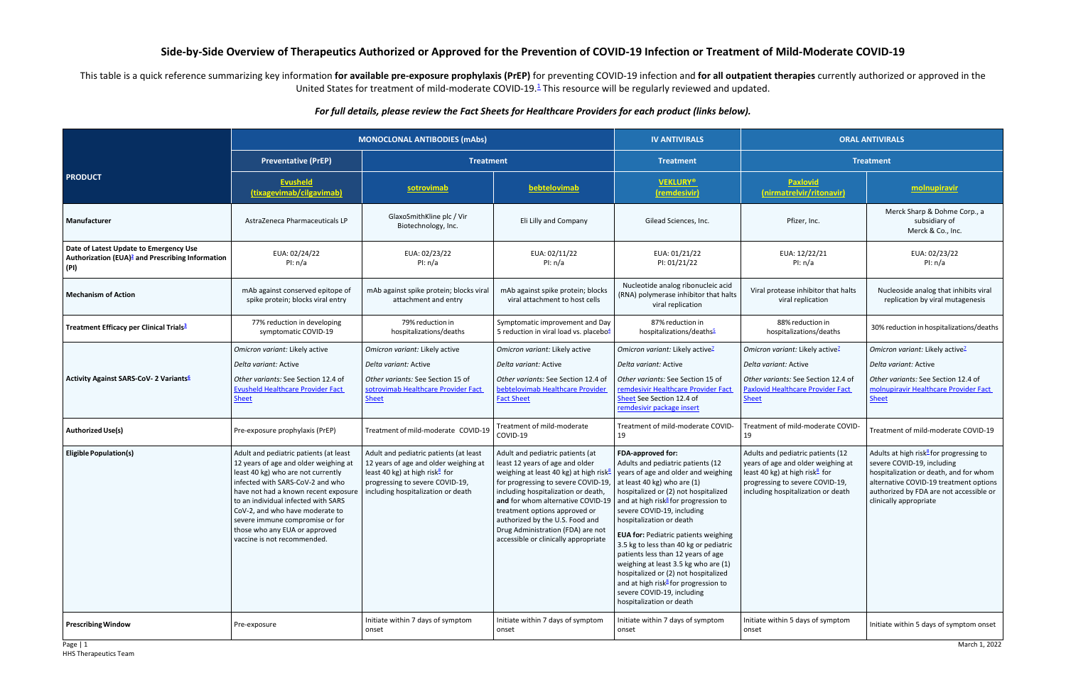# Side-by-Side Overview of Therapeutics Authorized or Approved for the Prevention of COVID-19 Infection or Treatment of Mild-Moderate COVID-19

This table is a quick reference summarizing key information **for available pre-exposure prophylaxis (PrEP)** for preventing COVID-19 infection and **for all outpatient therapies** currently authorized or approved in the United States for treatment of mild-moderate COVID-19.[1] This resource will be regularly reviewed and updated.

***For full details, please review the Fact Sheets for Healthcare Providers for each product (links below).***

| PRODUCT | MONOCLONAL ANTIBODIES (mAbs) | | | IV ANTIVIRALS | ORAL ANTIVIRALS | |
|---|---|---|---|---|---|---|
| | Preventative (PrEP) | Treatment | | Treatment | Treatment | |
| | Evusheld (tixagevimab/cilgavimab) | sotrovimab | bebtelovimab | VEKLURY® (remdesivir) | Paxlovid (nirmatrelvir/ritonavir) | molnupiravir |
| **Manufacturer** | AstraZeneca Pharmaceuticals LP | GlaxoSmithKline plc / Vir Biotechnology, Inc. | Eli Lilly and Company | Gilead Sciences, Inc. | Pfizer, Inc. | Merck Sharp & Dohme Corp., a subsidiary of Merck & Co., Inc. |
| **Date of Latest Update to Emergency Use Authorization (EUA)[2] and Prescribing Information (PI)** | EUA: 02/24/22<br>PI: n/a | EUA: 02/23/22<br>PI: n/a | EUA: 02/11/22<br>PI: n/a | EUA: 01/21/22<br>PI: 01/21/22 | EUA: 12/22/21<br>PI: n/a | EUA: 02/23/22<br>PI: n/a |
| **Mechanism of Action** | mAb against conserved epitope of spike protein; blocks viral entry | mAb against spike protein; blocks viral attachment and entry | mAb against spike protein; blocks viral attachment to host cells | Nucleotide analog ribonucleic acid (RNA) polymerase inhibitor that halts viral replication | Viral protease inhibitor that halts viral replication | Nucleoside analog that inhibits viral replication by viral mutagenesis |
| **Treatment Efficacy per Clinical Trials[3]** | 77% reduction in developing symptomatic COVID-19 | 79% reduction in hospitalizations/deaths | Symptomatic improvement and Day 5 reduction in viral load vs. placebo[4] | 87% reduction in hospitalizations/deaths[5] | 88% reduction in hospitalizations/deaths | 30% reduction in hospitalizations/deaths |
| **Activity Against SARS-CoV- 2 Variants[6]** | *Omicron variant:* Likely active<br><br>*Delta variant:* Active<br><br>*Other variants:* See Section 12.4 of Evusheld Healthcare Provider Fact Sheet | *Omicron variant:* Likely active<br><br>*Delta variant:* Active<br><br>*Other variants:* See Section 15 of sotrovimab Healthcare Provider Fact Sheet | *Omicron variant:* Likely active<br><br>*Delta variant:* Active<br><br>*Other variants:* See Section 12.4 of bebtelovimab Healthcare Provider Fact Sheet | *Omicron variant:* Likely active[7]<br><br>*Delta variant:* Active<br><br>*Other variants:* See Section 15 of remdesivir Healthcare Provider Fact Sheet See Section 12.4 of remdesivir package insert | *Omicron variant:* Likely active[7]<br><br>*Delta variant:* Active<br><br>*Other variants:* See Section 12.4 of Paxlovid Healthcare Provider Fact Sheet | *Omicron variant:* Likely active[7]<br><br>*Delta variant:* Active<br><br>*Other variants:* See Section 12.4 of molnupiravir Healthcare Provider Fact Sheet |
| **Authorized Use(s)** | Pre-exposure prophylaxis (PrEP) | Treatment of mild-moderate COVID-19 | Treatment of mild-moderate COVID-19 | Treatment of mild-moderate COVID-19 | Treatment of mild-moderate COVID-19 | Treatment of mild-moderate COVID-19 |
| **Eligible Population(s)** | Adult and pediatric patients (at least 12 years of age and older weighing at least 40 kg) who are not currently infected with SARS-CoV-2 and who have not had a known recent exposure to an individual infected with SARS CoV-2, and who have moderate to severe immune compromise or for those who any EUA or approved vaccine is not recommended. | Adult and pediatric patients (at least 12 years of age and older weighing at least 40 kg) at high risk[8] for progressing to severe COVID-19, including hospitalization or death | Adult and pediatric patients (at least 12 years of age and older weighing at least 40 kg) at high risk[8] for progressing to severe COVID-19, including hospitalization or death, **and** for whom alternative COVID-19 treatment options approved or authorized by the U.S. Food and Drug Administration (FDA) are not accessible or clinically appropriate | **FDA-approved for:**<br>Adults and pediatric patients (12 years of age and older and weighing at least 40 kg) who are (1) hospitalized or (2) not hospitalized and at high risk[8] for progression to severe COVID-19, including hospitalization or death<br><br>**EUA for:** Pediatric patients weighing 3.5 kg to less than 40 kg or pediatric patients less than 12 years of age weighing at least 3.5 kg who are (1) hospitalized or (2) not hospitalized and at high risk[8] for progression to severe COVID-19, including hospitalization or death | Adults and pediatric patients (12 years of age and older weighing at least 40 kg) at high risk[8] for progressing to severe COVID-19, including hospitalization or death | Adults at high risk[8] for progressing to severe COVID-19, including hospitalization or death, and for whom alternative COVID-19 treatment options authorized by FDA are not accessible or clinically appropriate |
| **Prescribing Window** | Pre-exposure | Initiate within 7 days of symptom onset | Initiate within 7 days of symptom onset | Initiate within 7 days of symptom onset | Initiate within 5 days of symptom onset | Initiate within 5 days of symptom onset |

HHS Therapeutics Team

March 1, 2022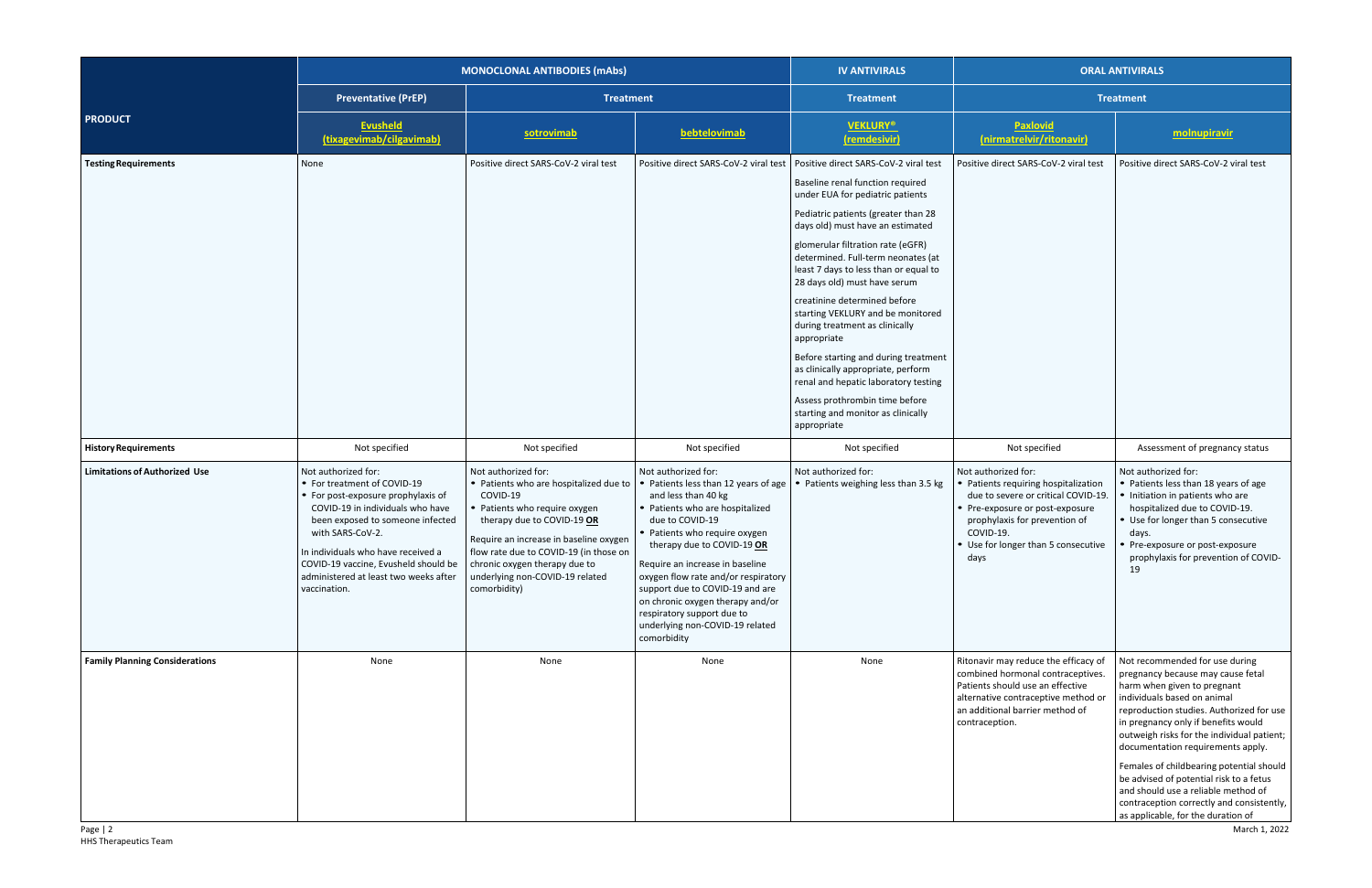| PRODUCT | MONOCLONAL ANTIBODIES (mAbs) | | | IV ANTIVIRALS | ORAL ANTIVIRALS | |
|---|---|---|---|---|---|---|
| | Preventative (PrEP) | Treatment | | Treatment | Treatment | |
| | Evusheld (tixagevimab/cilgavimab) | sotrovimab | bebtelovimab | VEKLURY® (remdesivir) | Paxlovid (nirmatrelvir/ritonavir) | molnupiravir |
| **Testing Requirements** | None | Positive direct SARS-CoV-2 viral test | Positive direct SARS-CoV-2 viral test | Positive direct SARS-CoV-2 viral test<br><br>Baseline renal function required under EUA for pediatric patients<br><br>Pediatric patients (greater than 28 days old) must have an estimated<br><br>glomerular filtration rate (eGFR) determined. Full-term neonates (at least 7 days to less than or equal to 28 days old) must have serum<br><br>creatinine determined before starting VEKLURY and be monitored during treatment as clinically appropriate<br><br>Before starting and during treatment as clinically appropriate, perform renal and hepatic laboratory testing<br><br>Assess prothrombin time before starting and monitor as clinically appropriate | Positive direct SARS-CoV-2 viral test | Positive direct SARS-CoV-2 viral test |
| **History Requirements** | Not specified | Not specified | Not specified | Not specified | Not specified | Assessment of pregnancy status |
| **Limitations of Authorized Use** | Not authorized for:<br>• For treatment of COVID-19<br>• For post-exposure prophylaxis of COVID-19 in individuals who have been exposed to someone infected with SARS-CoV-2.<br><br>In individuals who have received a COVID-19 vaccine, Evusheld should be administered at least two weeks after vaccination. | Not authorized for:<br>• Patients who are hospitalized due to COVID-19<br>• Patients who require oxygen therapy due to COVID-19 **OR**<br><br>Require an increase in baseline oxygen flow rate due to COVID-19 (in those on chronic oxygen therapy due to underlying non-COVID-19 related comorbidity) | Not authorized for:<br>• Patients less than 12 years of age and less than 40 kg<br>• Patients who are hospitalized due to COVID-19<br>• Patients who require oxygen therapy due to COVID-19 **OR**<br><br>Require an increase in baseline oxygen flow rate and/or respiratory support due to COVID-19 and are on chronic oxygen therapy and/or respiratory support due to underlying non-COVID-19 related comorbidity | Not authorized for:<br>• Patients weighing less than 3.5 kg | Not authorized for:<br>• Patients requiring hospitalization due to severe or critical COVID-19.<br>• Pre-exposure or post-exposure prophylaxis for prevention of COVID-19.<br>• Use for longer than 5 consecutive days | Not authorized for:<br>• Patients less than 18 years of age<br>• Initiation in patients who are hospitalized due to COVID-19.<br>• Use for longer than 5 consecutive days.<br>• Pre-exposure or post-exposure prophylaxis for prevention of COVID-19 |
| **Family Planning Considerations** | None | None | None | None | Ritonavir may reduce the efficacy of combined hormonal contraceptives. Patients should use an effective alternative contraceptive method or an additional barrier method of contraception. | Not recommended for use during pregnancy because may cause fetal harm when given to pregnant individuals based on animal reproduction studies. Authorized for use in pregnancy only if benefits would outweigh risks for the individual patient; documentation requirements apply.<br><br>Females of childbearing potential should be advised of potential risk to a fetus and should use a reliable method of contraception correctly and consistently, as applicable, for the duration of |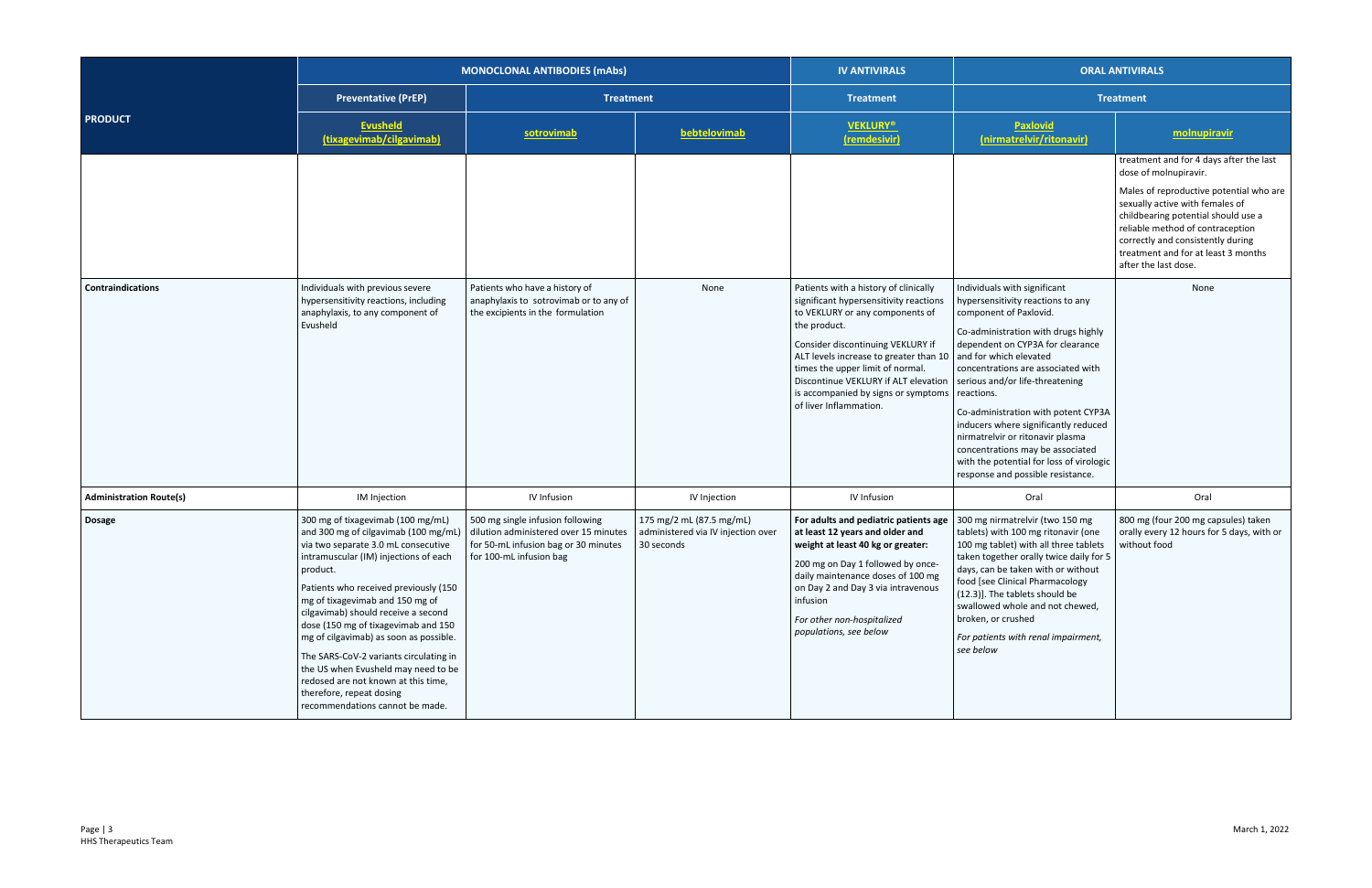| PRODUCT | MONOCLONAL ANTIBODIES (mAbs) | | | IV ANTIVIRALS | ORAL ANTIVIRALS | |
|---|---|---|---|---|---|---|
| | Preventative (PrEP) | Treatment | | Treatment | Treatment | |
| | Evusheld (tixagevimab/cilgavimab) | sotrovimab | bebtelovimab | VEKLURY® (remdesivir) | Paxlovid (nirmatrelvir/ritonavir) | molnupiravir |
| | | | | | | treatment and for 4 days after the last dose of molnupiravir. Males of reproductive potential who are sexually active with females of childbearing potential should use a reliable method of contraception correctly and consistently during treatment and for at least 3 months after the last dose. |
| **Contraindications** | Individuals with previous severe hypersensitivity reactions, including anaphylaxis, to any component of Evusheld | Patients who have a history of anaphylaxis to sotrovimab or to any of the excipients in the formulation | None | Patients with a history of clinically significant hypersensitivity reactions to VEKLURY or any components of the product. Consider discontinuing VEKLURY if ALT levels increase to greater than 10 times the upper limit of normal. Discontinue VEKLURY if ALT elevation is accompanied by signs or symptoms of liver Inflammation. | Individuals with significant hypersensitivity reactions to any component of Paxlovid. Co-administration with drugs highly dependent on CYP3A for clearance and for which elevated concentrations are associated with serious and/or life-threatening reactions. Co-administration with potent CYP3A inducers where significantly reduced nirmatrelvir or ritonavir plasma concentrations may be associated with the potential for loss of virologic response and possible resistance. | None |
| **Administration Route(s)** | IM Injection | IV Infusion | IV Injection | IV Infusion | Oral | Oral |
| **Dosage** | 300 mg of tixagevimab (100 mg/mL) and 300 mg of cilgavimab (100 mg/mL) via two separate 3.0 mL consecutive intramuscular (IM) injections of each product. Patients who received previously (150 mg of tixagevimab and 150 mg of cilgavimab) should receive a second dose (150 mg of tixagevimab and 150 mg of cilgavimab) as soon as possible. The SARS-CoV-2 variants circulating in the US when Evusheld may need to be redosed are not known at this time, therefore, repeat dosing recommendations cannot be made. | 500 mg single infusion following dilution administered over 15 minutes for 50-mL infusion bag or 30 minutes for 100-mL infusion bag | 175 mg/2 mL (87.5 mg/mL) administered via IV injection over 30 seconds | **For adults and pediatric patients age at least 12 years and older and weight at least 40 kg or greater:** 200 mg on Day 1 followed by once-daily maintenance doses of 100 mg on Day 2 and Day 3 via intravenous infusion *For other non-hospitalized populations, see below* | 300 mg nirmatrelvir (two 150 mg tablets) with 100 mg ritonavir (one 100 mg tablet) with all three tablets taken together orally twice daily for 5 days, can be taken with or without food [see Clinical Pharmacology (12.3)]. The tablets should be swallowed whole and not chewed, broken, or crushed *For patients with renal impairment, see below* | 800 mg (four 200 mg capsules) taken orally every 12 hours for 5 days, with or without food |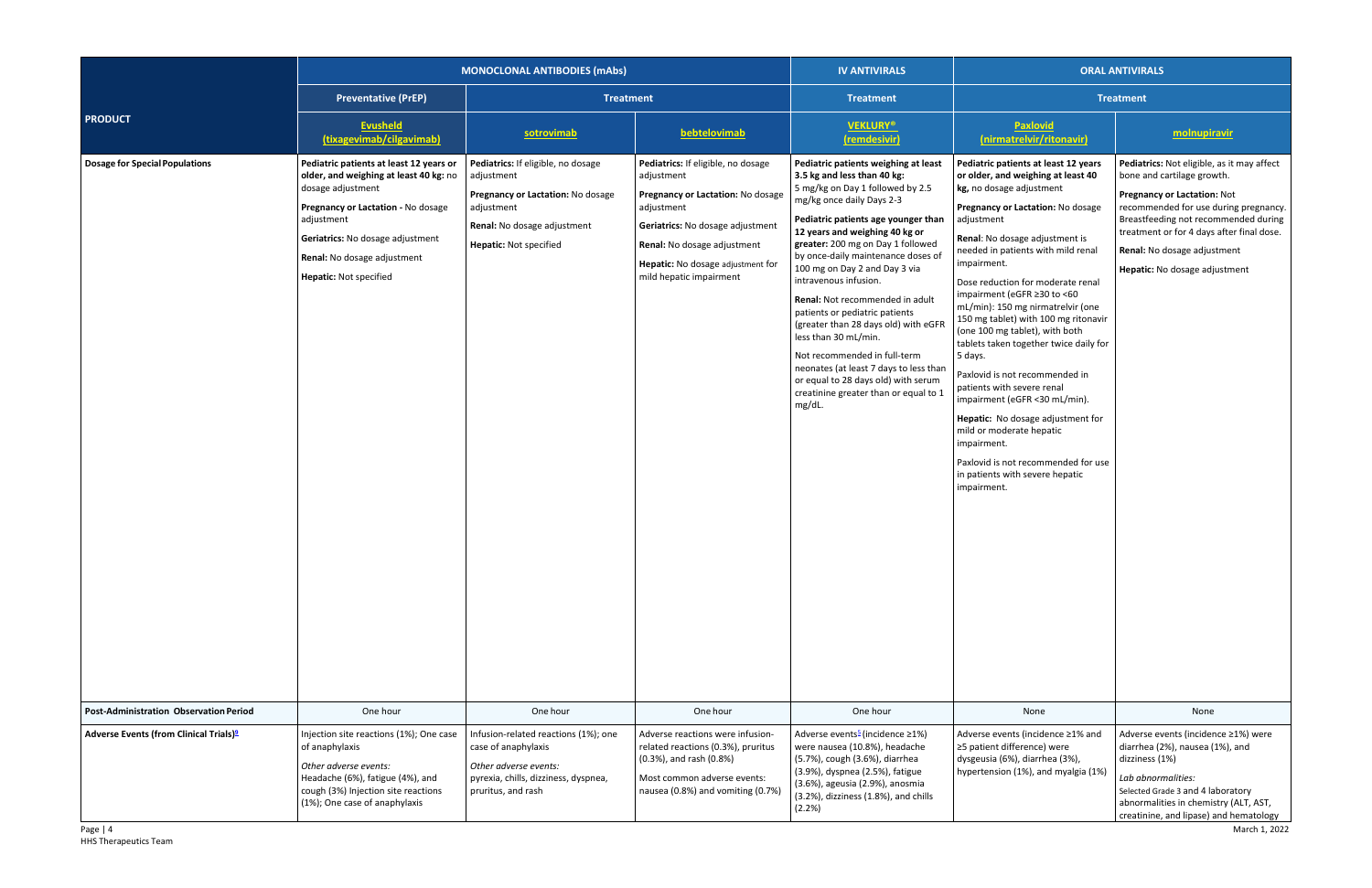| PRODUCT | MONOCLONAL ANTIBODIES (mAbs) | | | IV ANTIVIRALS | ORAL ANTIVIRALS | |
|---|---|---|---|---|---|---|
| | Preventative (PrEP) | Treatment | | Treatment | Treatment | |
| | Evusheld (tixagevimab/cilgavimab) | sotrovimab | bebtelovimab | VEKLURY® (remdesivir) | Paxlovid (nirmatrelvir/ritonavir) | molnupiravir |
| **Dosage for Special Populations** | **Pediatric patients at least 12 years or older, and weighing at least 40 kg:** no dosage adjustment<br>**Pregnancy or Lactation -** No dosage adjustment<br>**Geriatrics:** No dosage adjustment<br>**Renal:** No dosage adjustment<br>**Hepatic:** Not specified | **Pediatrics:** If eligible, no dosage adjustment<br>**Pregnancy or Lactation:** No dosage adjustment<br>**Renal:** No dosage adjustment<br>**Hepatic:** Not specified | **Pediatrics:** If eligible, no dosage adjustment<br>**Pregnancy or Lactation:** No dosage adjustment<br>**Geriatrics:** No dosage adjustment<br>**Renal:** No dosage adjustment<br>**Hepatic:** No dosage adjustment for mild hepatic impairment | **Pediatric patients weighing at least 3.5 kg and less than 40 kg:** 5 mg/kg on Day 1 followed by 2.5 mg/kg once daily Days 2-3<br>**Pediatric patients age younger than 12 years and weighing 40 kg or greater:** 200 mg on Day 1 followed by once-daily maintenance doses of 100 mg on Day 2 and Day 3 via intravenous infusion.<br>**Renal:** Not recommended in adult patients or pediatric patients (greater than 28 days old) with eGFR less than 30 mL/min.<br>Not recommended in full-term neonates (at least 7 days to less than or equal to 28 days old) with serum creatinine greater than or equal to 1 mg/dL. | **Pediatric patients at least 12 years or older, and weighing at least 40 kg,** no dosage adjustment<br>**Pregnancy or Lactation:** No dosage adjustment<br>**Renal**: No dosage adjustment is needed in patients with mild renal impairment.<br>Dose reduction for moderate renal impairment (eGFR ≥30 to <60 mL/min): 150 mg nirmatrelvir (one 150 mg tablet) with 100 mg ritonavir (one 100 mg tablet), with both tablets taken together twice daily for 5 days.<br>Paxlovid is not recommended in patients with severe renal impairment (eGFR <30 mL/min).<br>**Hepatic:** No dosage adjustment for mild or moderate hepatic impairment.<br>Paxlovid is not recommended for use in patients with severe hepatic impairment. | **Pediatrics:** Not eligible, as it may affect bone and cartilage growth.<br>**Pregnancy or Lactation:** Not recommended for use during pregnancy. Breastfeeding not recommended during treatment or for 4 days after final dose.<br>**Renal:** No dosage adjustment<br>**Hepatic:** No dosage adjustment |
| **Post-Administration Observation Period** | One hour | One hour | One hour | One hour | None | None |
| **Adverse Events (from Clinical Trials)[9]** | Injection site reactions (1%); One case of anaphylaxis<br>*Other adverse events:*<br>Headache (6%), fatigue (4%), and cough (3%) Injection site reactions (1%); One case of anaphylaxis | Infusion-related reactions (1%); one case of anaphylaxis<br>*Other adverse events:*<br>pyrexia, chills, dizziness, dyspnea, pruritus, and rash | Adverse reactions were infusion-related reactions (0.3%), pruritus (0.3%), and rash (0.8%)<br>Most common adverse events: nausea (0.8%) and vomiting (0.7%) | Adverse events[5] (incidence ≥1%) were nausea (10.8%), headache (5.7%), cough (3.6%), diarrhea (3.9%), dyspnea (2.5%), fatigue (3.6%), ageusia (2.9%), anosmia (3.2%), dizziness (1.8%), and chills (2.2%) | Adverse events (incidence ≥1% and ≥5 patient difference) were dysgeusia (6%), diarrhea (3%), hypertension (1%), and myalgia (1%) | Adverse events (incidence ≥1%) were diarrhea (2%), nausea (1%), and dizziness (1%)<br>*Lab abnormalities:*<br>Selected Grade 3 and 4 laboratory abnormalities in chemistry (ALT, AST, creatinine, and lipase) and hematology |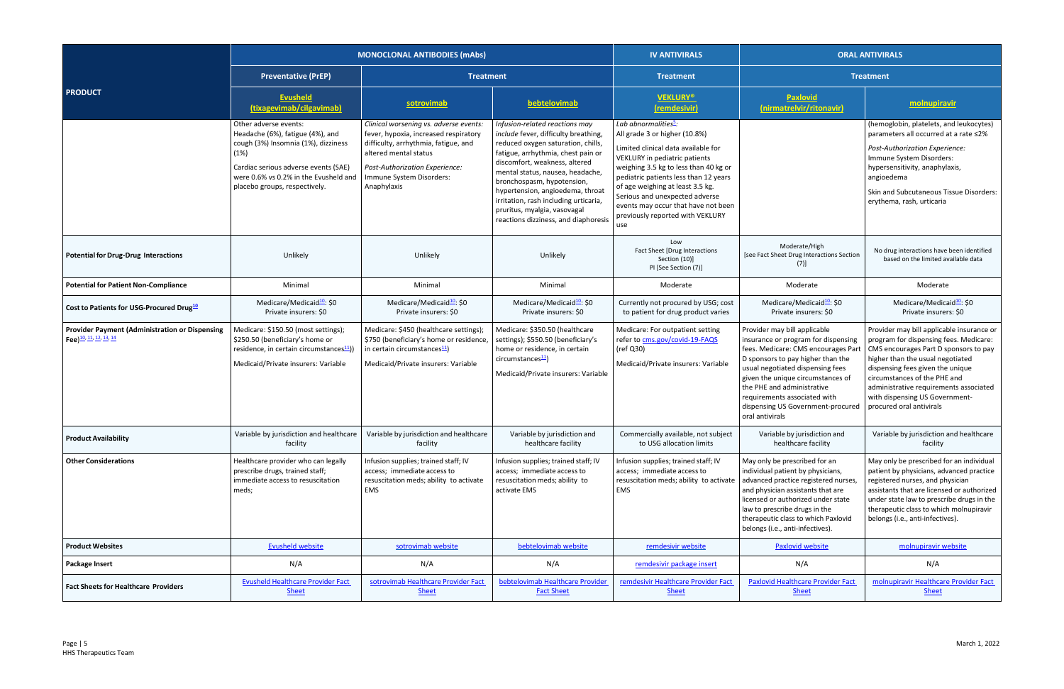| PRODUCT | MONOCLONAL ANTIBODIES (mAbs) | | | IV ANTIVIRALS | ORAL ANTIVIRALS | |
|---|---|---|---|---|---|---|
| | Preventative (PrEP) | Treatment | | Treatment | Treatment | |
| | Evusheld (tixagevimab/cilgavimab) | sotrovimab | bebtelovimab | VEKLURY® (remdesivir) | Paxlovid (nirmatrelvir/ritonavir) | molnupiravir |
| | Other adverse events: Headache (6%), fatigue (4%), and cough (3%) Insomnia (1%), dizziness (1%)<br>Cardiac serious adverse events (SAE) were 0.6% vs 0.2% in the Evusheld and placebo groups, respectively. | *Clinical worsening vs. adverse events:* fever, hypoxia, increased respiratory difficulty, arrhythmia, fatigue, and altered mental status<br>*Post-Authorization Experience:* Immune System Disorders: Anaphylaxis | *Infusion-related reactions may include* fever, difficulty breathing, reduced oxygen saturation, chills, fatigue, arrhythmia, chest pain or discomfort, weakness, altered mental status, nausea, headache, bronchospasm, hypotension, hypertension, angioedema, throat irritation, rash including urticaria, pruritus, myalgia, vasovagal reactions dizziness, and diaphoresis | *Lab abnormalities*[5]: All grade 3 or higher (10.8%)<br>Limited clinical data available for VEKLURY in pediatric patients weighing 3.5 kg to less than 40 kg or pediatric patients less than 12 years of age weighing at least 3.5 kg. Serious and unexpected adverse events may occur that have not been previously reported with VEKLURY use | | (hemoglobin, platelets, and leukocytes) parameters all occurred at a rate ≤2%<br>*Post-Authorization Experience:* Immune System Disorders: hypersensitivity, anaphylaxis, angioedema<br>Skin and Subcutaneous Tissue Disorders: erythema, rash, urticaria |
| **Potential for Drug-Drug Interactions** | Unlikely | Unlikely | Unlikely | Low<br>Fact Sheet [Drug Interactions Section (10)]<br>PI [See Section (7)] | Moderate/High<br>[see Fact Sheet Drug Interactions Section (7)] | No drug interactions have been identified based on the limited available data |
| **Potential for Patient Non-Compliance** | Minimal | Minimal | Minimal | Moderate | Moderate | Moderate |
| **Cost to Patients for USG-Procured Drug**[10] | Medicare/Medicaid[10]: $0<br>Private insurers: $0 | Medicare/Medicaid[10]: $0<br>Private insurers: $0 | Medicare/Medicaid[10]: $0<br>Private insurers: $0 | Currently not procured by USG; cost to patient for drug product varies | Medicare/Medicaid[10]: $0<br>Private insurers: $0 | Medicare/Medicaid[10]: $0<br>Private insurers: $0 |
| **Provider Payment (Administration or Dispensing Fee)**[10, 11, 12, 13, 14] | Medicare: $150.50 (most settings); $250.50 (beneficiary's home or residence, in certain circumstances[11]))<br>Medicaid/Private insurers: Variable | Medicare: $450 (healthcare settings); $750 (beneficiary's home or residence, in certain circumstances[11])<br>Medicaid/Private insurers: Variable | Medicare: $350.50 (healthcare settings); $550.50 (beneficiary's home or residence, in certain circumstances[11])<br>Medicaid/Private insurers: Variable | Medicare: For outpatient setting refer to cms.gov/covid-19-FAQS (ref Q30)<br>Medicaid/Private insurers: Variable | Provider may bill applicable insurance or program for dispensing fees. Medicare: CMS encourages Part D sponsors to pay higher than the usual negotiated dispensing fees given the unique circumstances of the PHE and administrative requirements associated with dispensing US Government-procured oral antivirals | Provider may bill applicable insurance or program for dispensing fees. Medicare: CMS encourages Part D sponsors to pay higher than the usual negotiated dispensing fees given the unique circumstances of the PHE and administrative requirements associated with dispensing US Government-procured oral antivirals |
| **Product Availability** | Variable by jurisdiction and healthcare facility | Variable by jurisdiction and healthcare facility | Variable by jurisdiction and healthcare facility | Commercially available, not subject to USG allocation limits | Variable by jurisdiction and healthcare facility | Variable by jurisdiction and healthcare facility |
| **Other Considerations** | Healthcare provider who can legally prescribe drugs, trained staff; immediate access to resuscitation meds; | Infusion supplies; trained staff; IV access; immediate access to resuscitation meds; ability to activate EMS | Infusion supplies; trained staff; IV access; immediate access to resuscitation meds; ability to activate EMS | Infusion supplies; trained staff; IV access; immediate access to resuscitation meds; ability to activate EMS | May only be prescribed for an individual patient by physicians, advanced practice registered nurses, and physician assistants that are licensed or authorized under state law to prescribe drugs in the therapeutic class to which Paxlovid belongs (i.e., anti-infectives). | May only be prescribed for an individual patient by physicians, advanced practice registered nurses, and physician assistants that are licensed or authorized under state law to prescribe drugs in the therapeutic class to which molnupiravir belongs (i.e., anti-infectives). |
| **Product Websites** | Evusheld website | sotrovimab website | bebtelovimab website | remdesivir website | Paxlovid website | molnupiravir website |
| **Package Insert** | N/A | N/A | N/A | remdesivir package insert | N/A | N/A |
| **Fact Sheets for Healthcare Providers** | Evusheld Healthcare Provider Fact Sheet | sotrovimab Healthcare Provider Fact Sheet | bebtelovimab Healthcare Provider Fact Sheet | remdesivir Healthcare Provider Fact Sheet | Paxlovid Healthcare Provider Fact Sheet | molnupiravir Healthcare Provider Fact Sheet |

HHS Therapeutics Team

March 1, 2022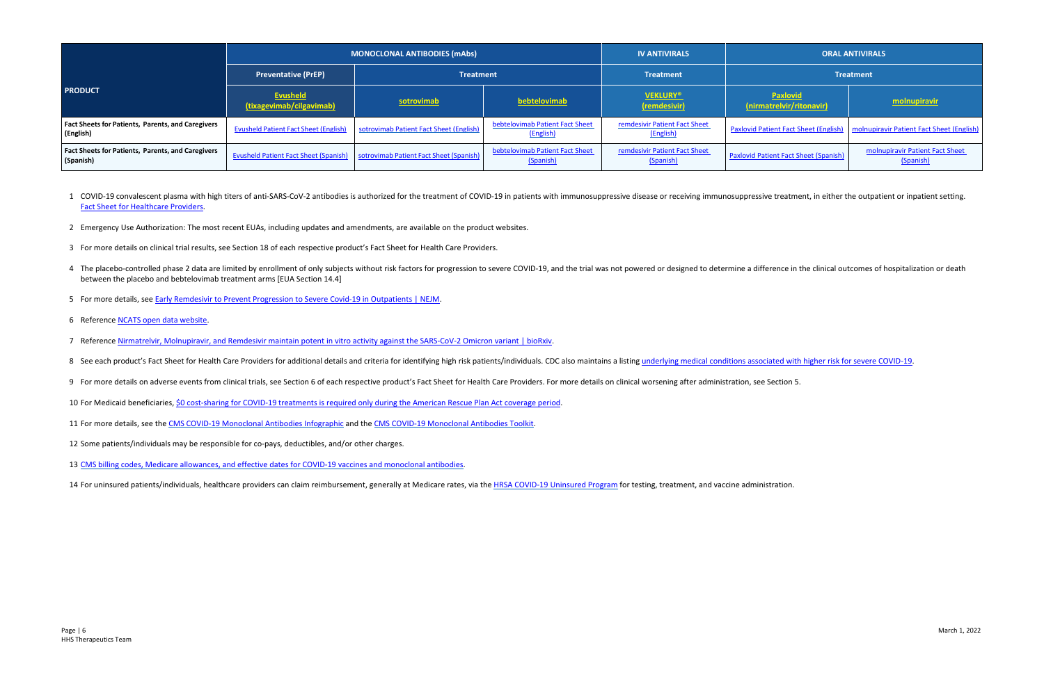| PRODUCT | MONOCLONAL ANTIBODIES (mAbs) | | | IV ANTIVIRALS | ORAL ANTIVIRALS | |
|---|---|---|---|---|---|---|
| | Preventative (PrEP) | Treatment | | Treatment | Treatment | |
| | Evusheld (tixagevimab/cilgavimab) | sotrovimab | bebtelovimab | VEKLURY® (remdesivir) | Paxlovid (nirmatrelvir/ritonavir) | molnupiravir |
| **Fact Sheets for Patients, Parents, and Caregivers (English)** | Evusheld Patient Fact Sheet (English) | sotrovimab Patient Fact Sheet (English) | bebtelovimab Patient Fact Sheet (English) | remdesivir Patient Fact Sheet (English) | Paxlovid Patient Fact Sheet (English) | molnupiravir Patient Fact Sheet (English) |
| **Fact Sheets for Patients, Parents, and Caregivers (Spanish)** | Evusheld Patient Fact Sheet (Spanish) | sotrovimab Patient Fact Sheet (Spanish) | bebtelovimab Patient Fact Sheet (Spanish) | remdesivir Patient Fact Sheet (Spanish) | Paxlovid Patient Fact Sheet (Spanish) | molnupiravir Patient Fact Sheet (Spanish) |

1 COVID-19 convalescent plasma with high titers of anti-SARS-CoV-2 antibodies is authorized for the treatment of COVID-19 in patients with immunosuppressive disease or receiving immunosuppressive treatment, in either the outpatient or inpatient setting. Fact Sheet for Healthcare Providers.

2 Emergency Use Authorization: The most recent EUAs, including updates and amendments, are available on the product websites.

3 For more details on clinical trial results, see Section 18 of each respective product's Fact Sheet for Health Care Providers.

4 The placebo-controlled phase 2 data are limited by enrollment of only subjects without risk factors for progression to severe COVID-19, and the trial was not powered or designed to determine a difference in the clinical outcomes of hospitalization or death between the placebo and bebtelovimab treatment arms [EUA Section 14.4]

5 For more details, see Early Remdesivir to Prevent Progression to Severe Covid-19 in Outpatients | NEJM.

6 Reference NCATS open data website.

7 Reference Nirmatrelvir, Molnupiravir, and Remdesivir maintain potent in vitro activity against the SARS-CoV-2 Omicron variant | bioRxiv.

8 See each product's Fact Sheet for Health Care Providers for additional details and criteria for identifying high risk patients/individuals. CDC also maintains a listing underlying medical conditions associated with higher risk for severe COVID-19.

9 For more details on adverse events from clinical trials, see Section 6 of each respective product's Fact Sheet for Health Care Providers. For more details on clinical worsening after administration, see Section 5.

10 For Medicaid beneficiaries, $0 cost-sharing for COVID-19 treatments is required only during the American Rescue Plan Act coverage period.

11 For more details, see the CMS COVID-19 Monoclonal Antibodies Infographic and the CMS COVID-19 Monoclonal Antibodies Toolkit.

12 Some patients/individuals may be responsible for co-pays, deductibles, and/or other charges.

13 CMS billing codes, Medicare allowances, and effective dates for COVID-19 vaccines and monoclonal antibodies.

14 For uninsured patients/individuals, healthcare providers can claim reimbursement, generally at Medicare rates, via the HRSA COVID-19 Uninsured Program for testing, treatment, and vaccine administration.

HHS Therapeutics Team

March 1, 2022